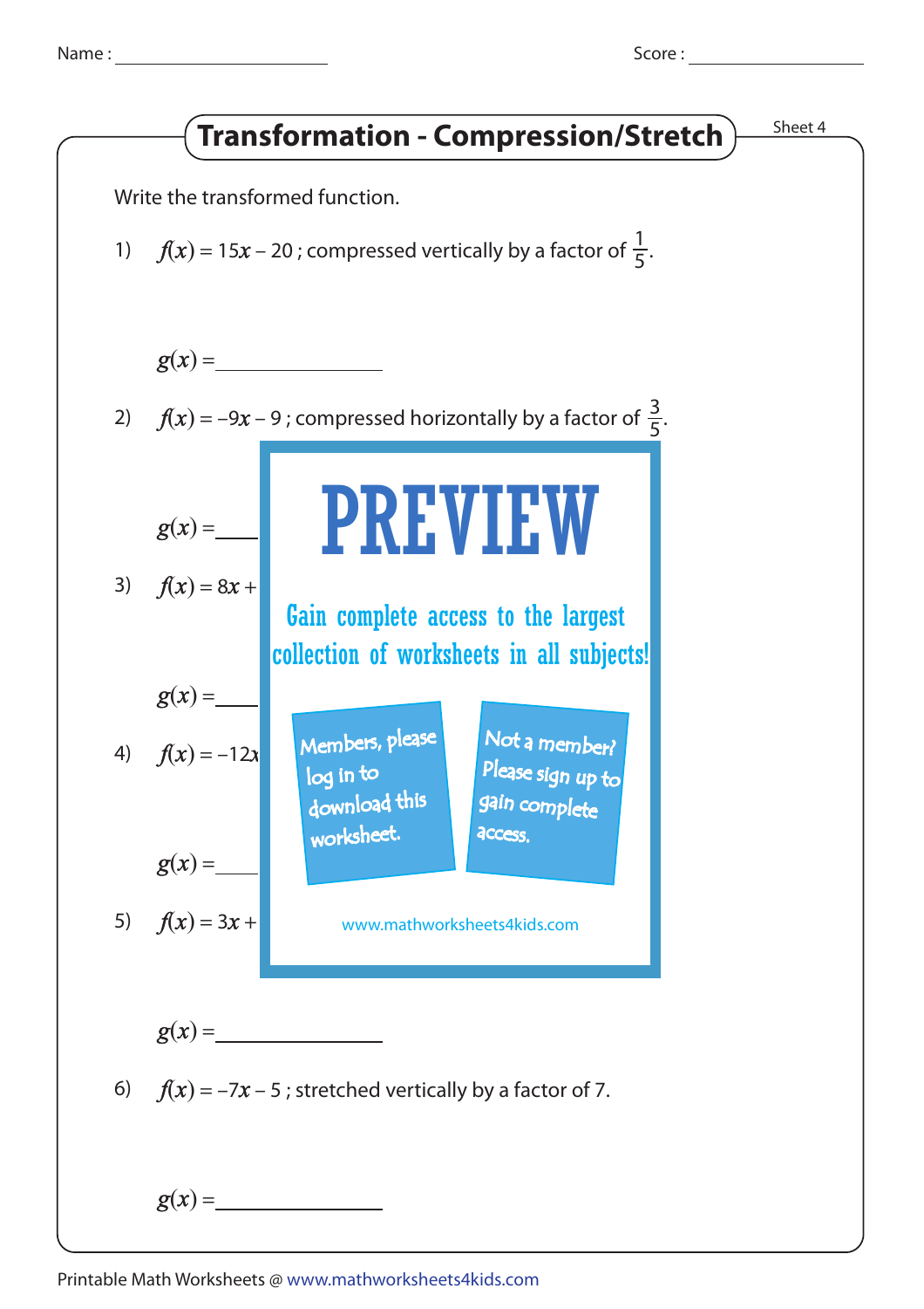Name : ____________________ Score : ____________________

# Transformation - Compression/Stretch

Sheet 4

Write the transformed function.

1) $f(x) = 15x - 20$ ; compressed vertically by a factor of $\frac{1}{5}$.

$g(x) =$ ______________

2) $f(x) = -9x - 9$ ; compressed horizontally by a factor of $\frac{3}{5}$.

$g(x) =$ ______________

3) $f(x) = 8x +$

$g(x) =$ ______________

4) $f(x) = -12x$

$g(x) =$ ______________

5) $f(x) = 3x +$

$g(x) =$ ______________

6) $f(x) = -7x - 5$ ; stretched vertically by a factor of 7.

$g(x) =$ ______________

PREVIEW

Gain complete access to the largest collection of worksheets in all subjects!

Members, please log in to download this worksheet.

Not a member? Please sign up to gain complete access.

www.mathworksheets4kids.com

Printable Math Worksheets @ www.mathworksheets4kids.com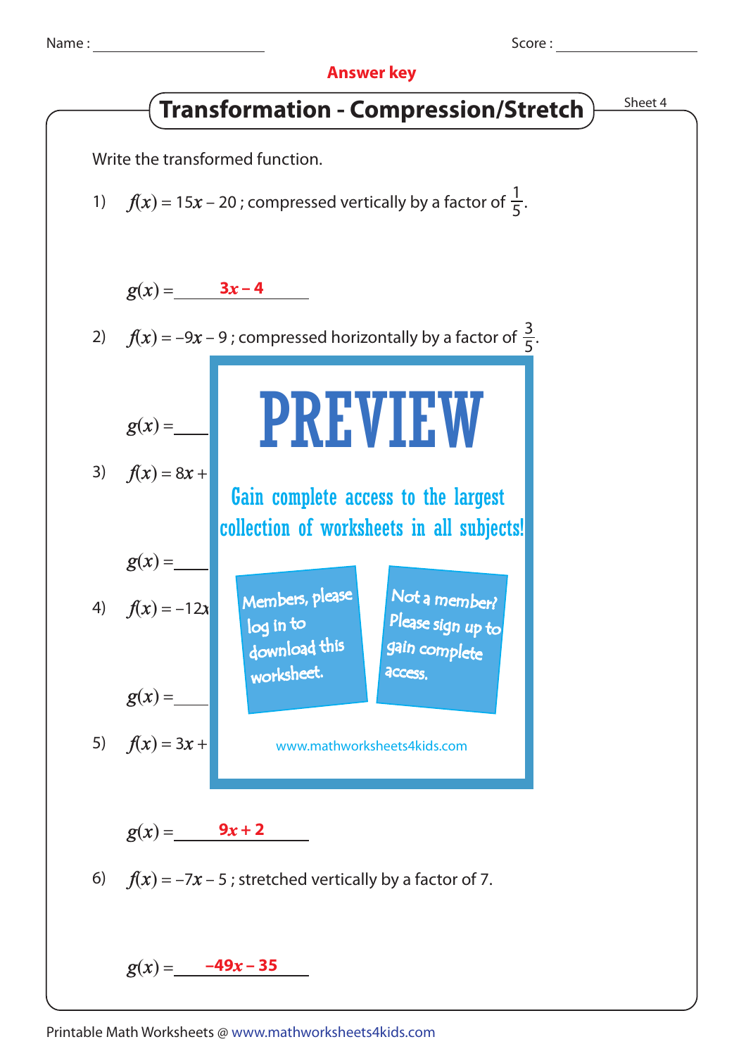Name : ____________________ Score : ____________________

**Answer key**

# Transformation - Compression/Stretch

Sheet 4

Write the transformed function.

1) $f(x) = 15x - 20$ ; compressed vertically by a factor of $\frac{1}{5}$.

$g(x) =$ **$3x - 4$**

2) $f(x) = -9x - 9$ ; compressed horizontally by a factor of $\frac{3}{5}$.

$g(x) =$

3) $f(x) = 8x +$

$g(x) =$

4) $f(x) = -12x$

$g(x) =$

**PREVIEW**

Gain complete access to the largest collection of worksheets in all subjects!

Members, please log in to download this worksheet.

Not a member? Please sign up to gain complete access.

www.mathworksheets4kids.com

5) $f(x) = 3x +$

$g(x) =$ **$9x + 2$**

6) $f(x) = -7x - 5$ ; stretched vertically by a factor of 7.

$g(x) =$ **$-49x - 35$**

Printable Math Worksheets @ www.mathworksheets4kids.com